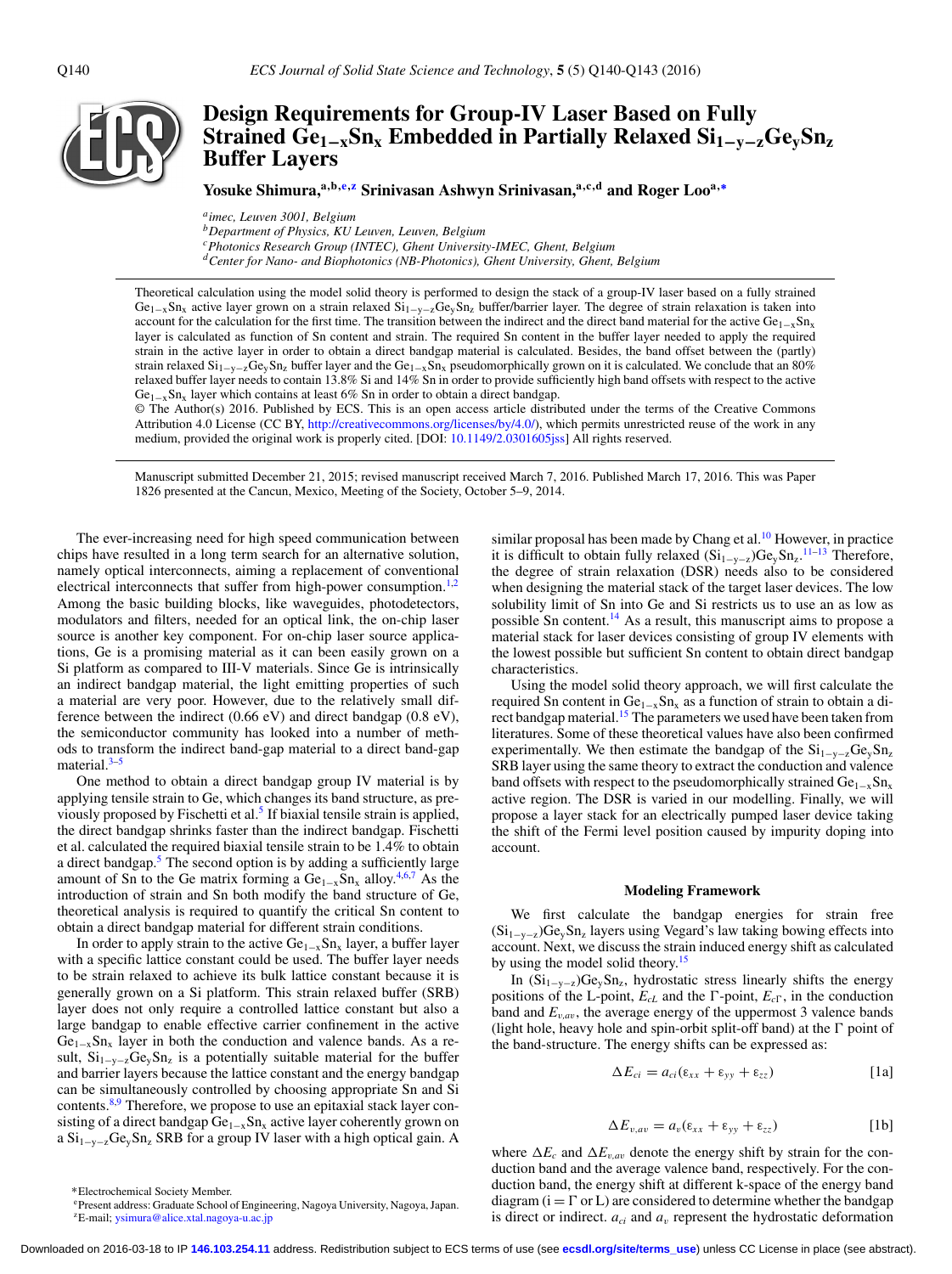# Design Requirements for Group-IV Laser Based on Fully Strained $Ge_{1-x}Sn_x$ Embedded in Partially Relaxed $Si_{1-y-z}Ge_ySn_z$ Buffer Layers

**Yosuke Shimura,[a,b,e,z] Srinivasan Ashwyn Srinivasan,[a,c,d] and Roger Loo[a,*]**

[a] imec, Leuven 3001, Belgium
[b] Department of Physics, KU Leuven, Leuven, Belgium
[c] Photonics Research Group (INTEC), Ghent University-IMEC, Ghent, Belgium
[d] Center for Nano- and Biophotonics (NB-Photonics), Ghent University, Ghent, Belgium

Theoretical calculation using the model solid theory is performed to design the stack of a group-IV laser based on a fully strained $Ge_{1-x}Sn_x$ active layer grown on a strain relaxed $Si_{1-y-z}Ge_ySn_z$ buffer/barrier layer. The degree of strain relaxation is taken into account for the calculation for the first time. The transition between the indirect and the direct band material for the active $Ge_{1-x}Sn_x$ layer is calculated as function of Sn content and strain. The required Sn content in the buffer layer needed to apply the required strain in the active layer in order to obtain a direct bandgap material is calculated. Besides, the band offset between the (partly) strain relaxed $Si_{1-y-z}Ge_ySn_z$ buffer layer and the $Ge_{1-x}Sn_x$ pseudomorphically grown on it is calculated. We conclude that an 80% relaxed buffer layer needs to contain 13.8% Si and 14% Sn in order to provide sufficiently high band offsets with respect to the active $Ge_{1-x}Sn_x$ layer which contains at least 6% Sn in order to obtain a direct bandgap.

© The Author(s) 2016. Published by ECS. This is an open access article distributed under the terms of the Creative Commons Attribution 4.0 License (CC BY, http://creativecommons.org/licenses/by/4.0/), which permits unrestricted reuse of the work in any medium, provided the original work is properly cited. [DOI: 10.1149/2.0301605jss] All rights reserved.

Manuscript submitted December 21, 2015; revised manuscript received March 7, 2016. Published March 17, 2016. This was Paper 1826 presented at the Cancun, Mexico, Meeting of the Society, October 5–9, 2014.

The ever-increasing need for high speed communication between chips have resulted in a long term search for an alternative solution, namely optical interconnects, aiming a replacement of conventional electrical interconnects that suffer from high-power consumption.[1,2] Among the basic building blocks, like waveguides, photodetectors, modulators and filters, needed for an optical link, the on-chip laser source is another key component. For on-chip laser source applications, Ge is a promising material as it can been easily grown on a Si platform as compared to III-V materials. Since Ge is intrinsically an indirect bandgap material, the light emitting properties of such a material are very poor. However, due to the relatively small difference between the indirect (0.66 eV) and direct bandgap (0.8 eV), the semiconductor community has looked into a number of methods to transform the indirect band-gap material to a direct band-gap material.[3–5]

One method to obtain a direct bandgap group IV material is by applying tensile strain to Ge, which changes its band structure, as previously proposed by Fischetti et al.[5] If biaxial tensile strain is applied, the direct bandgap shrinks faster than the indirect bandgap. Fischetti et al. calculated the required biaxial tensile strain to be 1.4% to obtain a direct bandgap.[5] The second option is by adding a sufficiently large amount of Sn to the Ge matrix forming a $Ge_{1-x}Sn_x$ alloy.[4,6,7] As the introduction of strain and Sn both modify the band structure of Ge, theoretical analysis is required to quantify the critical Sn content to obtain a direct bandgap material for different strain conditions.

In order to apply strain to the active $Ge_{1-x}Sn_x$ layer, a buffer layer with a specific lattice constant could be used. The buffer layer needs to be strain relaxed to achieve its bulk lattice constant because it is generally grown on a Si platform. This strain relaxed buffer (SRB) layer does not only require a controlled lattice constant but also a large bandgap to enable effective carrier confinement in the active $Ge_{1-x}Sn_x$ layer in both the conduction and valence bands. As a result, $Si_{1-y-z}Ge_ySn_z$ is a potentially suitable material for the buffer and barrier layers because the lattice constant and the energy bandgap can be simultaneously controlled by choosing appropriate Sn and Si contents.[8,9] Therefore, we propose to use an epitaxial stack layer consisting of a direct bandgap $Ge_{1-x}Sn_x$ active layer coherently grown on a $Si_{1-y-z}Ge_ySn_z$ SRB for a group IV laser with a high optical gain. A similar proposal has been made by Chang et al.[10] However, in practice it is difficult to obtain fully relaxed $(Si_{1-y-z})Ge_ySn_z$.[11–13] Therefore, the degree of strain relaxation (DSR) needs also to be considered when designing the material stack of the target laser devices. The low solubility limit of Sn into Ge and Si restricts us to use an as low as possible Sn content.[14] As a result, this manuscript aims to propose a material stack for laser devices consisting of group IV elements with the lowest possible but sufficient Sn content to obtain direct bandgap characteristics.

Using the model solid theory approach, we will first calculate the required Sn content in $Ge_{1-x}Sn_x$ as a function of strain to obtain a direct bandgap material.[15] The parameters we used have been taken from literatures. Some of these theoretical values have also been confirmed experimentally. We then estimate the bandgap of the $Si_{1-y-z}Ge_ySn_z$ SRB layer using the same theory to extract the conduction and valence band offsets with respect to the pseudomorphically strained $Ge_{1-x}Sn_x$ active region. The DSR is varied in our modelling. Finally, we will propose a layer stack for an electrically pumped laser device taking the shift of the Fermi level position caused by impurity doping into account.

## Modeling Framework

We first calculate the bandgap energies for strain free $(Si_{1-y-z})Ge_ySn_z$ layers using Vegard's law taking bowing effects into account. Next, we discuss the strain induced energy shift as calculated by using the model solid theory.[15]

In $(Si_{1-y-z})Ge_ySn_z$, hydrostatic stress linearly shifts the energy positions of the L-point, $E_{cL}$ and the Γ-point, $E_{c\Gamma}$, in the conduction band and $E_{v,av}$, the average energy of the uppermost 3 valence bands (light hole, heavy hole and spin-orbit split-off band) at the Γ point of the band-structure. The energy shifts can be expressed as:

$$\Delta E_{ci} = a_{ci}(\varepsilon_{xx} + \varepsilon_{yy} + \varepsilon_{zz}) \tag{1a}$$

$$\Delta E_{v,av} = a_v(\varepsilon_{xx} + \varepsilon_{yy} + \varepsilon_{zz}) \tag{1b}$$

where $\Delta E_c$ and $\Delta E_{v,av}$ denote the energy shift by strain for the conduction band and the average valence band, respectively. For the conduction band, the energy shift at different k-space of the energy band diagram (i = Γ or L) are considered to determine whether the bandgap is direct or indirect. $a_{ci}$ and $a_v$ represent the hydrostatic deformation

*Electrochemical Society Member.
[e] Present address: Graduate School of Engineering, Nagoya University, Nagoya, Japan.
[z] E-mail: ysimura@alice.xtal.nagoya-u.ac.jp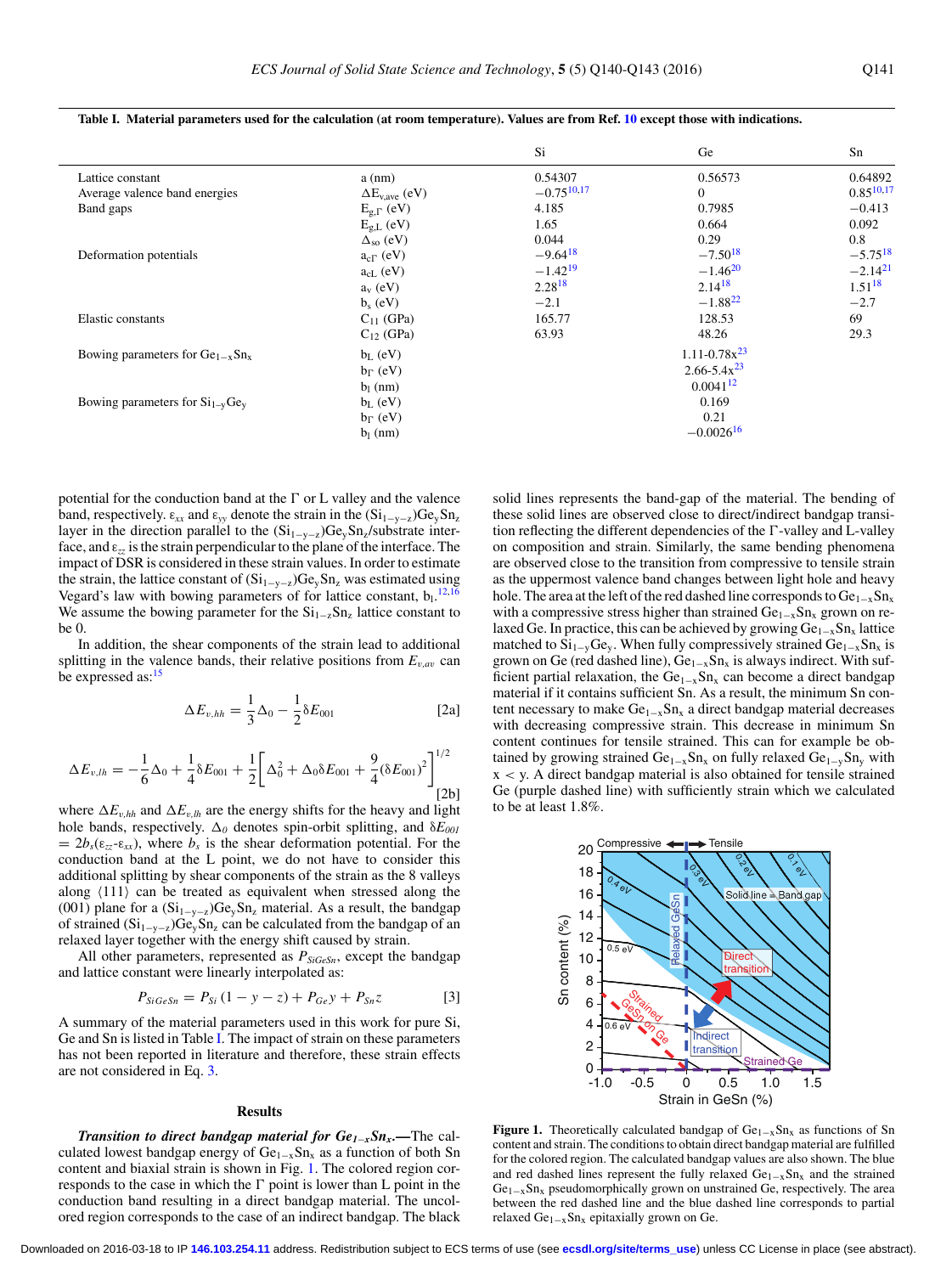**Table I. Material parameters used for the calculation (at room temperature). Values are from Ref. 10 except those with indications.**

| | | Si | Ge | Sn |
|---|---|---|---|---|
| Lattice constant | a (nm) | 0.54307 | 0.56573 | 0.64892 |
| Average valence band energies | $\Delta E_{v,ave}$ (eV) | −0.75[10,17] | 0 | 0.85[10,17] |
| Band gaps | $E_{g,\Gamma}$ (eV) | 4.185 | 0.7985 | −0.413 |
| | $E_{g,L}$ (eV) | 1.65 | 0.664 | 0.092 |
| | $\Delta_{so}$ (eV) | 0.044 | 0.29 | 0.8 |
| Deformation potentials | $a_{c\Gamma}$ (eV) | −9.64[18] | −7.50[18] | −5.75[18] |
| | $a_{cL}$ (eV) | −1.42[19] | −1.46[20] | −2.14[21] |
| | $a_v$ (eV) | 2.28[18] | 2.14[18] | 1.51[18] |
| | $b_s$ (eV) | −2.1 | −1.88[22] | −2.7 |
| Elastic constants | $C_{11}$ (GPa) | 165.77 | 128.53 | 69 |
| | $C_{12}$ (GPa) | 63.93 | 48.26 | 29.3 |
| Bowing parameters for $Ge_{1-x}Sn_x$ | $b_L$ (eV) | | 1.11-0.78x[23] | |
| | $b_\Gamma$ (eV) | | 2.66-5.4x[23] | |
| | $b_l$ (nm) | | 0.0041[12] | |
| Bowing parameters for $Si_{1-y}Ge_y$ | $b_L$ (eV) | | 0.169 | |
| | $b_\Gamma$ (eV) | | 0.21 | |
| | $b_l$ (nm) | | −0.0026[16] | |

potential for the conduction band at the Γ or L valley and the valence band, respectively. $\varepsilon_{xx}$ and $\varepsilon_{yy}$ denote the strain in the $(Si_{1-y-z})Ge_ySn_z$ layer in the direction parallel to the $(Si_{1-y-z})Ge_ySn_z$/substrate interface, and $\varepsilon_{zz}$ is the strain perpendicular to the plane of the interface. The impact of DSR is considered in these strain values. In order to estimate the strain, the lattice constant of $(Si_{1-y-z})Ge_ySn_z$ was estimated using Vegard's law with bowing parameters of for lattice constant, $b_l$.[12,16] We assume the bowing parameter for the $Si_{1-z}Sn_z$ lattice constant to be 0.

In addition, the shear components of the strain lead to additional splitting in the valence bands, their relative positions from $E_{v,av}$ can be expressed as:[15]

$$\Delta E_{v,hh} = \frac{1}{3}\Delta_0 - \frac{1}{2}\delta E_{001} \quad [2a]$$

$$\Delta E_{v,lh} = -\frac{1}{6}\Delta_0 + \frac{1}{4}\delta E_{001} + \frac{1}{2}\left[\Delta_0^2 + \Delta_0\delta E_{001} + \frac{9}{4}(\delta E_{001})^2\right]^{1/2} \quad [2b]$$

where $\Delta E_{v,hh}$ and $\Delta E_{v,lh}$ are the energy shifts for the heavy and light hole bands, respectively. $\Delta_0$ denotes spin-orbit splitting, and $\delta E_{001} = 2b_s(\varepsilon_{zz}-\varepsilon_{xx})$, where $b_s$ is the shear deformation potential. For the conduction band at the L point, we do not have to consider this additional splitting by shear components of the strain as the 8 valleys along ⟨111⟩ can be treated as equivalent when stressed along the (001) plane for a $(Si_{1-y-z})Ge_ySn_z$ material. As a result, the bandgap of strained $(Si_{1-y-z})Ge_ySn_z$ can be calculated from the bandgap of an relaxed layer together with the energy shift caused by strain.

All other parameters, represented as $P_{SiGeSn}$, except the bandgap and lattice constant were linearly interpolated as:

$$P_{SiGeSn} = P_{Si}(1-y-z) + P_{Ge}y + P_{Sn}z \quad [3]$$

A summary of the material parameters used in this work for pure Si, Ge and Sn is listed in Table I. The impact of strain on these parameters has not been reported in literature and therefore, these strain effects are not considered in Eq. 3.

## Results

***Transition to direct bandgap material for $Ge_{1-x}Sn_x$.***—The calculated lowest bandgap energy of $Ge_{1-x}Sn_x$ as a function of both Sn content and biaxial strain is shown in Fig. 1. The colored region corresponds to the case in which the Γ point is lower than L point in the conduction band resulting in a direct bandgap material. The uncolored region corresponds to the case of an indirect bandgap. The black solid lines represents the band-gap of the material. The bending of these solid lines are observed close to direct/indirect bandgap transition reflecting the different dependencies of the Γ-valley and L-valley on composition and strain. Similarly, the same bending phenomena are observed close to the transition from compressive to tensile strain as the uppermost valence band changes between light hole and heavy hole. The area at the left of the red dashed line corresponds to $Ge_{1-x}Sn_x$ with a compressive stress higher than strained $Ge_{1-x}Sn_x$ grown on relaxed Ge. In practice, this can be achieved by growing $Ge_{1-x}Sn_x$ lattice matched to $Si_{1-y}Ge_y$. When fully compressively strained $Ge_{1-x}Sn_x$ is grown on Ge (red dashed line), $Ge_{1-x}Sn_x$ is always indirect. With sufficient partial relaxation, the $Ge_{1-x}Sn_x$ can become a direct bandgap material if it contains sufficient Sn. As a result, the minimum Sn content necessary to make $Ge_{1-x}Sn_x$ a direct bandgap material decreases with decreasing compressive strain. This decrease in minimum Sn content continues for tensile strained. This can for example be obtained by growing strained $Ge_{1-x}Sn_x$ on fully relaxed $Ge_{1-y}Sn_y$ with $x < y$. A direct bandgap material is also obtained for tensile strained Ge (purple dashed line) with sufficiently strain which we calculated to be at least 1.8%.

**Figure 1.** Theoretically calculated bandgap of $Ge_{1-x}Sn_x$ as functions of Sn content and strain. The conditions to obtain direct bandgap material are fulfilled for the colored region. The calculated bandgap values are also shown. The blue and red dashed lines represent the fully relaxed $Ge_{1-x}Sn_x$ and the strained $Ge_{1-x}Sn_x$ pseudomorphically grown on unstrained Ge, respectively. The area between the red dashed line and the blue dashed line corresponds to partial relaxed $Ge_{1-x}Sn_x$ epitaxially grown on Ge.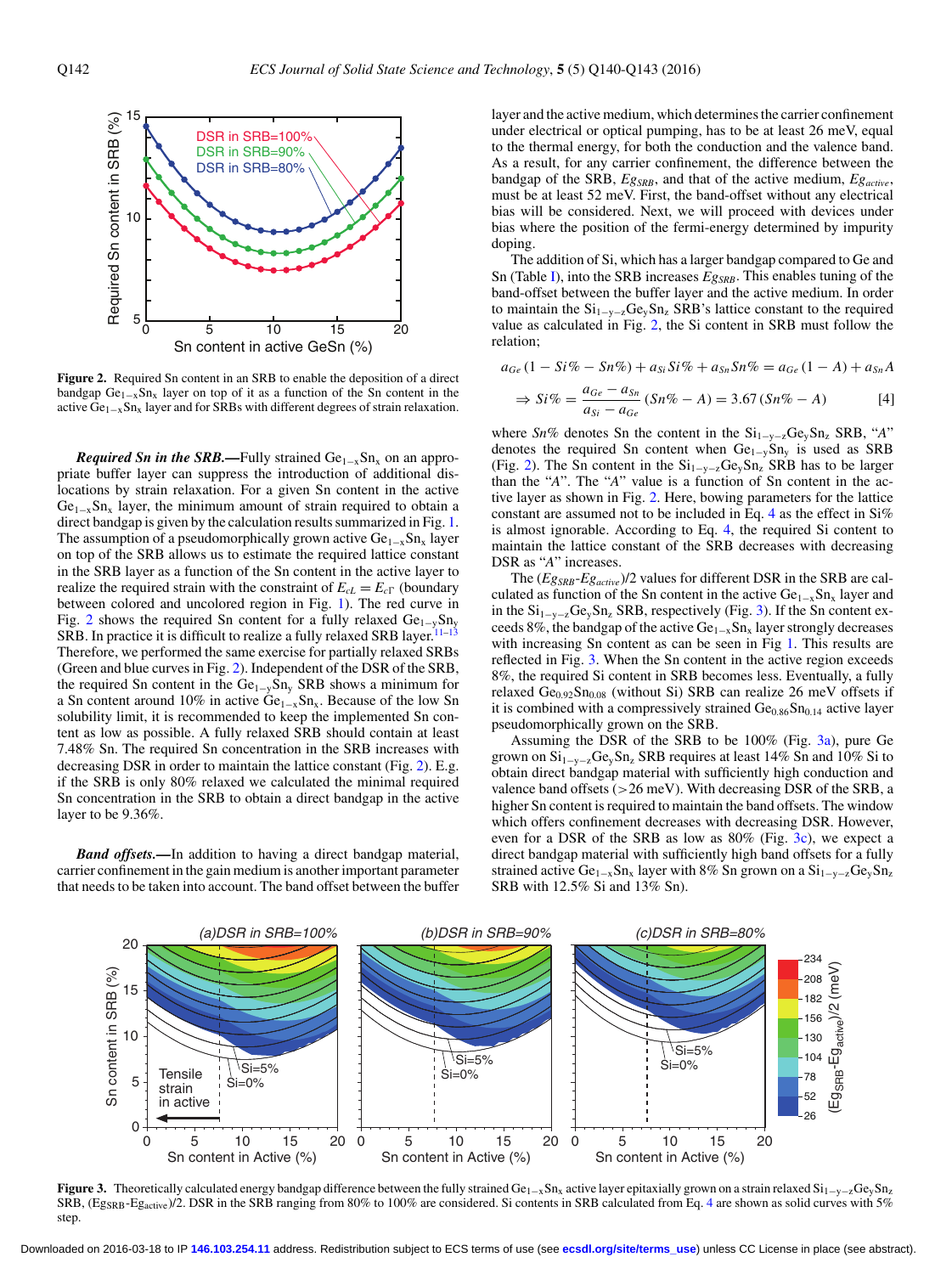Figure 2. Required Sn content in an SRB to enable the deposition of a direct bandgap $Ge_{1-x}Sn_x$ layer on top of it as a function of the Sn content in the active $Ge_{1-x}Sn_x$ layer and for SRBs with different degrees of strain relaxation.

***Required Sn in the SRB.***—Fully strained $Ge_{1-x}Sn_x$ on an appropriate buffer layer can suppress the introduction of additional dislocations by strain relaxation. For a given Sn content in the active $Ge_{1-x}Sn_x$ layer, the minimum amount of strain required to obtain a direct bandgap is given by the calculation results summarized in Fig. 1. The assumption of a pseudomorphically grown active $Ge_{1-x}Sn_x$ layer on top of the SRB allows us to estimate the required lattice constant in the SRB layer as a function of the Sn content in the active layer to realize the required strain with the constraint of $E_{cL} = E_{c\Gamma}$ (boundary between colored and uncolored region in Fig. 1). The red curve in Fig. 2 shows the required Sn content for a fully relaxed $Ge_{1-y}Sn_y$ SRB. In practice it is difficult to realize a fully relaxed SRB layer.[11–13] Therefore, we performed the same exercise for partially relaxed SRBs (Green and blue curves in Fig. 2). Independent of the DSR of the SRB, the required Sn content in the $Ge_{1-y}Sn_y$ SRB shows a minimum for a Sn content around 10% in active $Ge_{1-x}Sn_x$. Because of the low Sn solubility limit, it is recommended to keep the implemented Sn content as low as possible. A fully relaxed SRB should contain at least 7.48% Sn. The required Sn concentration in the SRB increases with decreasing DSR in order to maintain the lattice constant (Fig. 2). E.g. if the SRB is only 80% relaxed we calculated the minimal required Sn concentration in the SRB to obtain a direct bandgap in the active layer to be 9.36%.

***Band offsets.***—In addition to having a direct bandgap material, carrier confinement in the gain medium is another important parameter that needs to be taken into account. The band offset between the buffer layer and the active medium, which determines the carrier confinement under electrical or optical pumping, has to be at least 26 meV, equal to the thermal energy, for both the conduction and the valence band. As a result, for any carrier confinement, the difference between the bandgap of the SRB, $Eg_{SRB}$, and that of the active medium, $Eg_{active}$, must be at least 52 meV. First, the band-offset without any electrical bias will be considered. Next, we will proceed with devices under bias where the position of the fermi-energy determined by impurity doping.

The addition of Si, which has a larger bandgap compared to Ge and Sn (Table I), into the SRB increases $Eg_{SRB}$. This enables tuning of the band-offset between the buffer layer and the active medium. In order to maintain the $Si_{1-y-z}Ge_ySn_z$ SRB's lattice constant to the required value as calculated in Fig. 2, the Si content in SRB must follow the relation;

$$a_{Ge}(1 - Si\% - Sn\%) + a_{Si}Si\% + a_{Sn}Sn\% = a_{Ge}(1 - A) + a_{Sn}A$$

$$\Rightarrow Si\% = \frac{a_{Ge} - a_{Sn}}{a_{Si} - a_{Ge}}(Sn\% - A) = 3.67\,(Sn\% - A) \qquad [4]$$

where $Sn\%$ denotes Sn the content in the $Si_{1-y-z}Ge_ySn_z$ SRB, "$A$" denotes the required Sn content when $Ge_{1-y}Sn_y$ is used as SRB (Fig. 2). The Sn content in the $Si_{1-y-z}Ge_ySn_z$ SRB has to be larger than the "$A$". The "$A$" value is a function of Sn content in the active layer as shown in Fig. 2. Here, bowing parameters for the lattice constant are assumed not to be included in Eq. 4 as the effect in $Si\%$ is almost ignorable. According to Eq. 4, the required Si content to maintain the lattice constant of the SRB decreases with decreasing DSR as "$A$" increases.

The $(Eg_{SRB}$-$Eg_{active})/2$ values for different DSR in the SRB are calculated as function of the Sn content in the active $Ge_{1-x}Sn_x$ layer and in the $Si_{1-y-z}Ge_ySn_z$ SRB, respectively (Fig. 3). If the Sn content exceeds 8%, the bandgap of the active $Ge_{1-x}Sn_x$ layer strongly decreases with increasing Sn content as can be seen in Fig 1. This results are reflected in Fig. 3. When the Sn content in the active region exceeds 8%, the required Si content in SRB becomes less. Eventually, a fully relaxed $Ge_{0.92}Sn_{0.08}$ (without Si) SRB can realize 26 meV offsets if it is combined with a compressively strained $Ge_{0.86}Sn_{0.14}$ active layer pseudomorphically grown on the SRB.

Assuming the DSR of the SRB to be 100% (Fig. 3a), pure Ge grown on $Si_{1-y-z}Ge_ySn_z$ SRB requires at least 14% Sn and 10% Si to obtain direct bandgap material with sufficiently high conduction and valence band offsets (>26 meV). With decreasing DSR of the SRB, a higher Sn content is required to maintain the band offsets. The window which offers confinement decreases with decreasing DSR. However, even for a DSR of the SRB as low as 80% (Fig. 3c), we expect a direct bandgap material with sufficiently high band offsets for a fully strained active $Ge_{1-x}Sn_x$ layer with 8% Sn grown on a $Si_{1-y-z}Ge_ySn_z$ SRB with 12.5% Si and 13% Sn).

Figure 3. Theoretically calculated energy bandgap difference between the fully strained $Ge_{1-x}Sn_x$ active layer epitaxially grown on a strain relaxed $Si_{1-y-z}Ge_ySn_z$ SRB, $(Eg_{SRB}$-$Eg_{active})/2$. DSR in the SRB ranging from 80% to 100% are considered. Si contents in SRB calculated from Eq. 4 are shown as solid curves with 5% step.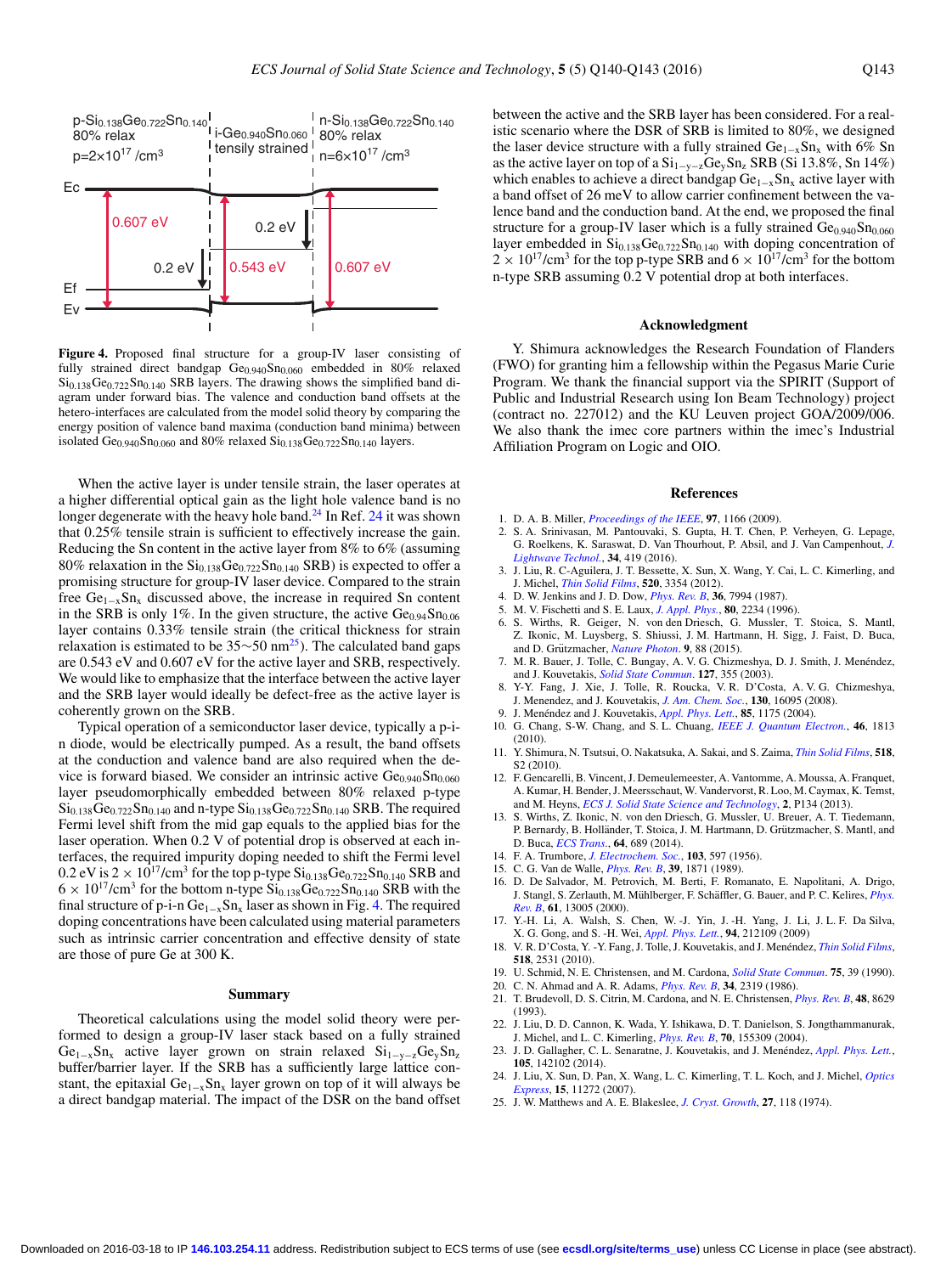p-$Si_{0.138}Ge_{0.722}Sn_{0.140}$
80% relax
p=$2\times10^{17}$ /cm$^3$

i-$Ge_{0.940}Sn_{0.060}$
tensily strained

n-$Si_{0.138}Ge_{0.722}Sn_{0.140}$
80% relax
n=$6\times10^{17}$ /cm$^3$

Ec
0.607 eV
0.2 eV
0.2 eV
0.543 eV
0.607 eV
Ef
Ev

**Figure 4.** Proposed final structure for a group-IV laser consisting of fully strained direct bandgap $Ge_{0.940}Sn_{0.060}$ embedded in 80% relaxed $Si_{0.138}Ge_{0.722}Sn_{0.140}$ SRB layers. The drawing shows the simplified band diagram under forward bias. The valence and conduction band offsets at the hetero-interfaces are calculated from the model solid theory by comparing the energy position of valence band maxima (conduction band minima) between isolated $Ge_{0.940}Sn_{0.060}$ and 80% relaxed $Si_{0.138}Ge_{0.722}Sn_{0.140}$ layers.

When the active layer is under tensile strain, the laser operates at a higher differential optical gain as the light hole valence band is no longer degenerate with the heavy hole band.[24] In Ref. 24 it was shown that 0.25% tensile strain is sufficient to effectively increase the gain. Reducing the Sn content in the active layer from 8% to 6% (assuming 80% relaxation in the $Si_{0.138}Ge_{0.722}Sn_{0.140}$ SRB) is expected to offer a promising structure for group-IV laser device. Compared to the strain free $Ge_{1-x}Sn_x$ discussed above, the increase in required Sn content in the SRB is only 1%. In the given structure, the active $Ge_{0.94}Sn_{0.06}$ layer contains 0.33% tensile strain (the critical thickness for strain relaxation is estimated to be 35∼50 nm[25]). The calculated band gaps are 0.543 eV and 0.607 eV for the active layer and SRB, respectively. We would like to emphasize that the interface between the active layer and the SRB layer would ideally be defect-free as the active layer is coherently grown on the SRB.

Typical operation of a semiconductor laser device, typically a p-i-n diode, would be electrically pumped. As a result, the band offsets at the conduction and valence band are also required when the device is forward biased. We consider an intrinsic active $Ge_{0.940}Sn_{0.060}$ layer pseudomorphically embedded between 80% relaxed p-type $Si_{0.138}Ge_{0.722}Sn_{0.140}$ and n-type $Si_{0.138}Ge_{0.722}Sn_{0.140}$ SRB. The required Fermi level shift from the mid gap equals to the applied bias for the laser operation. When 0.2 V of potential drop is observed at each interfaces, the required impurity doping needed to shift the Fermi level 0.2 eV is $2\times10^{17}$/cm$^3$ for the top p-type $Si_{0.138}Ge_{0.722}Sn_{0.140}$ SRB and $6\times10^{17}$/cm$^3$ for the bottom n-type $Si_{0.138}Ge_{0.722}Sn_{0.140}$ SRB with the final structure of p-i-n $Ge_{1-x}Sn_x$ laser as shown in Fig. 4. The required doping concentrations have been calculated using material parameters such as intrinsic carrier concentration and effective density of state are those of pure Ge at 300 K.

## Summary

Theoretical calculations using the model solid theory were performed to design a group-IV laser stack based on a fully strained $Ge_{1-x}Sn_x$ active layer grown on strain relaxed $Si_{1-y-z}Ge_ySn_z$ buffer/barrier layer. If the SRB has a sufficiently large lattice constant, the epitaxial $Ge_{1-x}Sn_x$ layer grown on top of it will always be a direct bandgap material. The impact of the DSR on the band offset between the active and the SRB layer has been considered. For a realistic scenario where the DSR of SRB is limited to 80%, we designed the laser device structure with a fully strained $Ge_{1-x}Sn_x$ with 6% Sn as the active layer on top of a $Si_{1-y-z}Ge_ySn_z$ SRB (Si 13.8%, Sn 14%) which enables to achieve a direct bandgap $Ge_{1-x}Sn_x$ active layer with a band offset of 26 meV to allow carrier confinement between the valence band and the conduction band. At the end, we proposed the final structure for a group-IV laser which is a fully strained $Ge_{0.940}Sn_{0.060}$ layer embedded in $Si_{0.138}Ge_{0.722}Sn_{0.140}$ with doping concentration of $2\times10^{17}$/cm$^3$ for the top p-type SRB and $6\times10^{17}$/cm$^3$ for the bottom n-type SRB assuming 0.2 V potential drop at both interfaces.

## Acknowledgment

Y. Shimura acknowledges the Research Foundation of Flanders (FWO) for granting him a fellowship within the Pegasus Marie Curie Program. We thank the financial support via the SPIRIT (Support of Public and Industrial Research using Ion Beam Technology) project (contract no. 227012) and the KU Leuven project GOA/2009/006. We also thank the imec core partners within the imec's Industrial Affiliation Program on Logic and OIO.

## References

1. D. A. B. Miller, *Proceedings of the IEEE*, **97**, 1166 (2009).
2. S. A. Srinivasan, M. Pantouvaki, S. Gupta, H. T. Chen, P. Verheyen, G. Lepage, G. Roelkens, K. Saraswat, D. Van Thourhout, P. Absil, and J. Van Campenhout, *J. Lightwave Technol.*, **34**, 419 (2016).
3. J. Liu, R. C-Aguilera, J. T. Bessette, X. Sun, X. Wang, Y. Cai, L. C. Kimerling, and J. Michel, *Thin Solid Films*, **520**, 3354 (2012).
4. D. W. Jenkins and J. D. Dow, *Phys. Rev. B*, **36**, 7994 (1987).
5. M. V. Fischetti and S. E. Laux, *J. Appl. Phys.*, **80**, 2234 (1996).
6. S. Wirths, R. Geiger, N. von den Driesch, G. Mussler, T. Stoica, S. Mantl, Z. Ikonic, M. Luysberg, S. Shiussi, J. M. Hartmann, H. Sigg, J. Faist, D. Buca, and D. Grützmacher, *Nature Photon.* **9**, 88 (2015).
7. M. R. Bauer, J. Tolle, C. Bungay, A. V. G. Chizmeshya, D. J. Smith, J. Menéndez, and J. Kouvetakis, *Solid State Commun.* **127**, 355 (2003).
8. Y-Y. Fang, J. Xie, J. Tolle, R. Roucka, V. R. D'Costa, A. V. G. Chizmeshya, J. Menendez, and J. Kouvetakis, *J. Am. Chem. Soc.*, **130**, 16095 (2008).
9. J. Menéndez and J. Kouvetakis, *Appl. Phys. Lett.*, **85**, 1175 (2004).
10. G. Chang, S-W. Chang, and S. L. Chuang, *IEEE J. Quantum Electron.*, **46**, 1813 (2010).
11. Y. Shimura, N. Tsutsui, O. Nakatsuka, A. Sakai, and S. Zaima, *Thin Solid Films*, **518**, S2 (2010).
12. F. Gencarelli, B. Vincent, J. Demeulemeester, A. Vantomme, A. Moussa, A. Franquet, A. Kumar, H. Bender, J. Meersschaut, W. Vandervorst, R. Loo, M. Caymax, K. Temst, and M. Heyns, *ECS J. Solid State Science and Technology*, **2**, P134 (2013).
13. S. Wirths, Z. Ikonic, N. von den Driesch, G. Mussler, U. Breuer, A. T. Tiedemann, P. Bernardy, B. Holländer, T. Stoica, J. M. Hartmann, D. Grützmacher, S. Mantl, and D. Buca, *ECS Trans.*, **64**, 689 (2014).
14. F. A. Trumbore, *J. Electrochem. Soc.*, **103**, 597 (1956).
15. C. G. Van de Walle, *Phys. Rev. B*, **39**, 1871 (1989).
16. D. De Salvador, M. Petrovich, M. Berti, F. Romanato, E. Napolitani, A. Drigo, J. Stangl, S. Zerlauth, M. Mühlberger, F. Schäffler, G. Bauer, and P. C. Kelires, *Phys. Rev. B*, **61**, 13005 (2000).
17. Y.-H. Li, A. Walsh, S. Chen, W. -J. Yin, J. -H. Yang, J. Li, J. L. F. Da Silva, X. G. Gong, and S. -H. Wei, *Appl. Phys. Lett.*, **94**, 212109 (2009)
18. V. R. D'Costa, Y. -Y. Fang, J. Tolle, J. Kouvetakis, and J. Menéndez, *Thin Solid Films*, **518**, 2531 (2010).
19. U. Schmid, N. E. Christensen, and M. Cardona, *Solid State Commun.* **75**, 39 (1990).
20. C. N. Ahmad and A. R. Adams, *Phys. Rev. B*, **34**, 2319 (1986).
21. T. Brudevoll, D. S. Citrin, M. Cardona, and N. E. Christensen, *Phys. Rev. B*, **48**, 8629 (1993).
22. J. Liu, D. D. Cannon, K. Wada, Y. Ishikawa, D. T. Danielson, S. Jongthammanurak, J. Michel, and L. C. Kimerling, *Phys. Rev. B*, **70**, 155309 (2004).
23. J. D. Gallagher, C. L. Senaratne, J. Kouvetakis, and J. Menéndez, *Appl. Phys. Lett.*, **105**, 142102 (2014).
24. J. Liu, X. Sun, D. Pan, X. Wang, L. C. Kimerling, T. L. Koch, and J. Michel, *Optics Express*, **15**, 11272 (2007).
25. J. W. Matthews and A. E. Blakeslee, *J. Cryst. Growth*, **27**, 118 (1974).